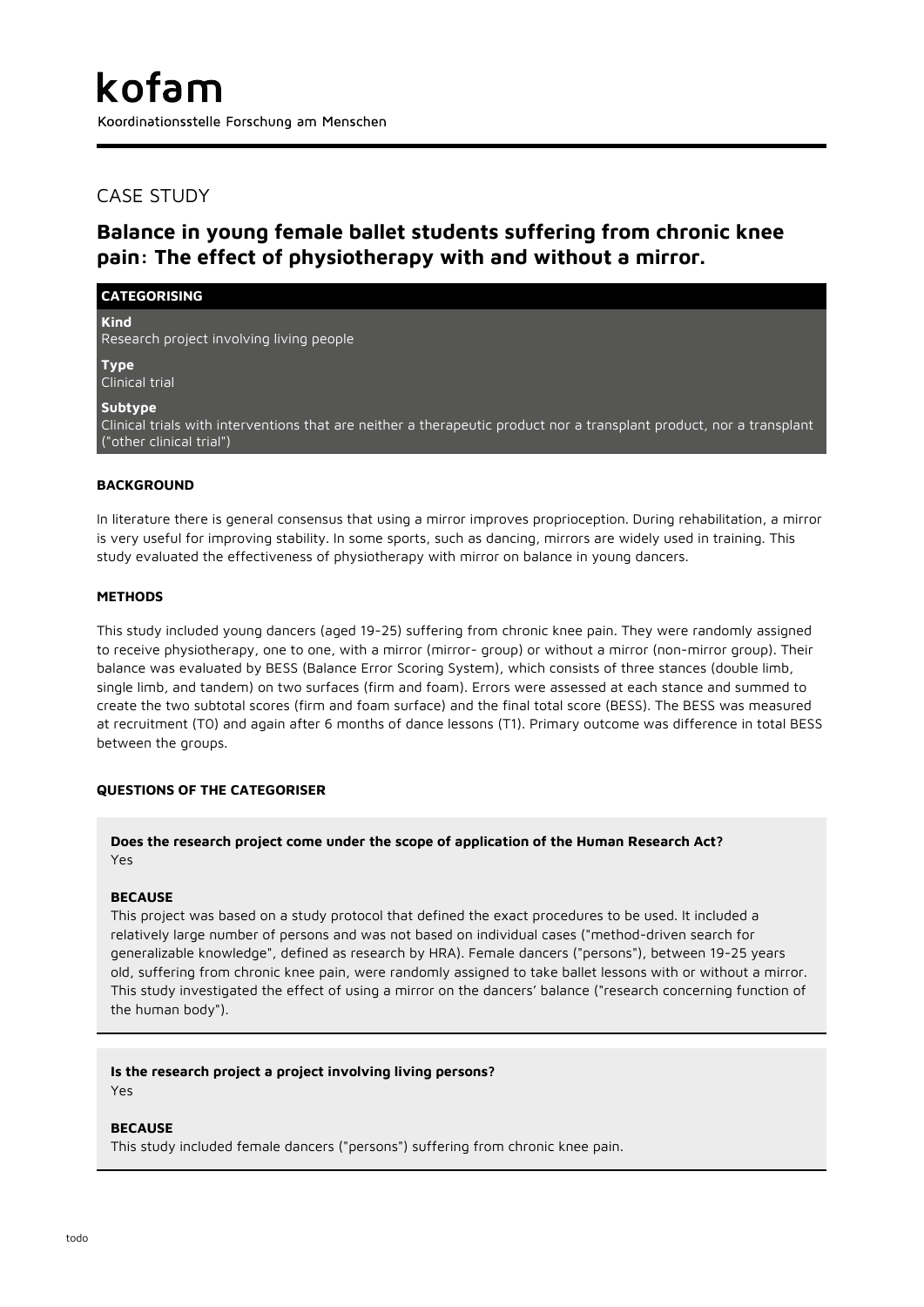# kofam

Koordinationsstelle Forschung am Menschen

## CASE STUDY

## Balance in young female ballet students suffering from chronic knee pain: The effect of physiotherapy with and without a mirror.

### CATEGORISING

**Kind**
Research project involving living people

**Type**
Clinical trial

**Subtype**
Clinical trials with interventions that are neither a therapeutic product nor a transplant product, nor a transplant ("other clinical trial")

### BACKGROUND

In literature there is general consensus that using a mirror improves proprioception. During rehabilitation, a mirror is very useful for improving stability. In some sports, such as dancing, mirrors are widely used in training. This study evaluated the effectiveness of physiotherapy with mirror on balance in young dancers.

### METHODS

This study included young dancers (aged 19-25) suffering from chronic knee pain. They were randomly assigned to receive physiotherapy, one to one, with a mirror (mirror- group) or without a mirror (non-mirror group). Their balance was evaluated by BESS (Balance Error Scoring System), which consists of three stances (double limb, single limb, and tandem) on two surfaces (firm and foam). Errors were assessed at each stance and summed to create the two subtotal scores (firm and foam surface) and the final total score (BESS). The BESS was measured at recruitment (T0) and again after 6 months of dance lessons (T1). Primary outcome was difference in total BESS between the groups.

### QUESTIONS OF THE CATEGORISER

**Does the research project come under the scope of application of the Human Research Act?**
Yes

**BECAUSE**
This project was based on a study protocol that defined the exact procedures to be used. It included a relatively large number of persons and was not based on individual cases ("method-driven search for generalizable knowledge", defined as research by HRA). Female dancers ("persons"), between 19-25 years old, suffering from chronic knee pain, were randomly assigned to take ballet lessons with or without a mirror. This study investigated the effect of using a mirror on the dancers' balance ("research concerning function of the human body").

**Is the research project a project involving living persons?**
Yes

**BECAUSE**
This study included female dancers ("persons") suffering from chronic knee pain.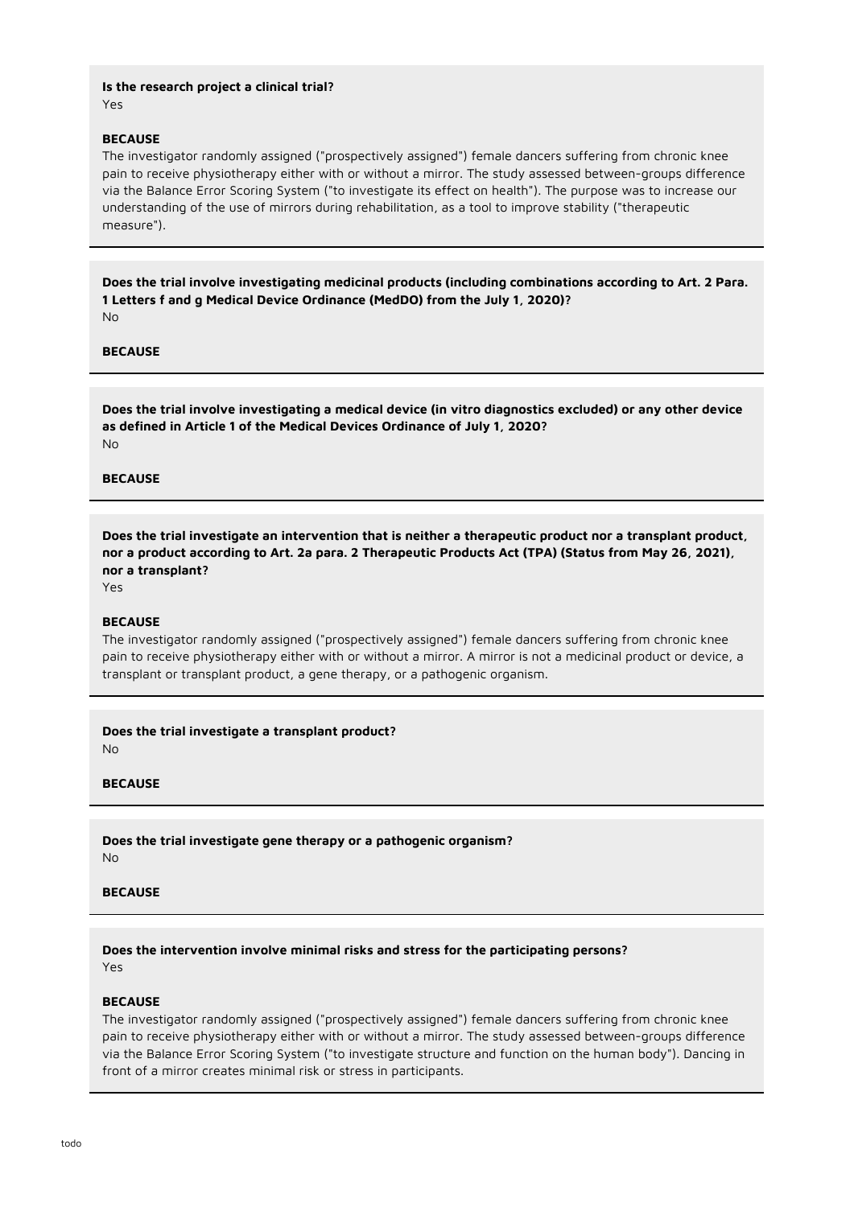**Is the research project a clinical trial?**
Yes

**BECAUSE**
The investigator randomly assigned ("prospectively assigned") female dancers suffering from chronic knee pain to receive physiotherapy either with or without a mirror. The study assessed between-groups difference via the Balance Error Scoring System ("to investigate its effect on health"). The purpose was to increase our understanding of the use of mirrors during rehabilitation, as a tool to improve stability ("therapeutic measure").

---

**Does the trial involve investigating medicinal products (including combinations according to Art. 2 Para. 1 Letters f and g Medical Device Ordinance (MedDO) from the July 1, 2020)?**
No

**BECAUSE**

---

**Does the trial involve investigating a medical device (in vitro diagnostics excluded) or any other device as defined in Article 1 of the Medical Devices Ordinance of July 1, 2020?**
No

**BECAUSE**

---

**Does the trial investigate an intervention that is neither a therapeutic product nor a transplant product, nor a product according to Art. 2a para. 2 Therapeutic Products Act (TPA) (Status from May 26, 2021), nor a transplant?**
Yes

**BECAUSE**
The investigator randomly assigned ("prospectively assigned") female dancers suffering from chronic knee pain to receive physiotherapy either with or without a mirror. A mirror is not a medicinal product or device, a transplant or transplant product, a gene therapy, or a pathogenic organism.

---

**Does the trial investigate a transplant product?**
No

**BECAUSE**

---

**Does the trial investigate gene therapy or a pathogenic organism?**
No

**BECAUSE**

---

**Does the intervention involve minimal risks and stress for the participating persons?**
Yes

**BECAUSE**
The investigator randomly assigned ("prospectively assigned") female dancers suffering from chronic knee pain to receive physiotherapy either with or without a mirror. The study assessed between-groups difference via the Balance Error Scoring System ("to investigate structure and function on the human body"). Dancing in front of a mirror creates minimal risk or stress in participants.

---

todo